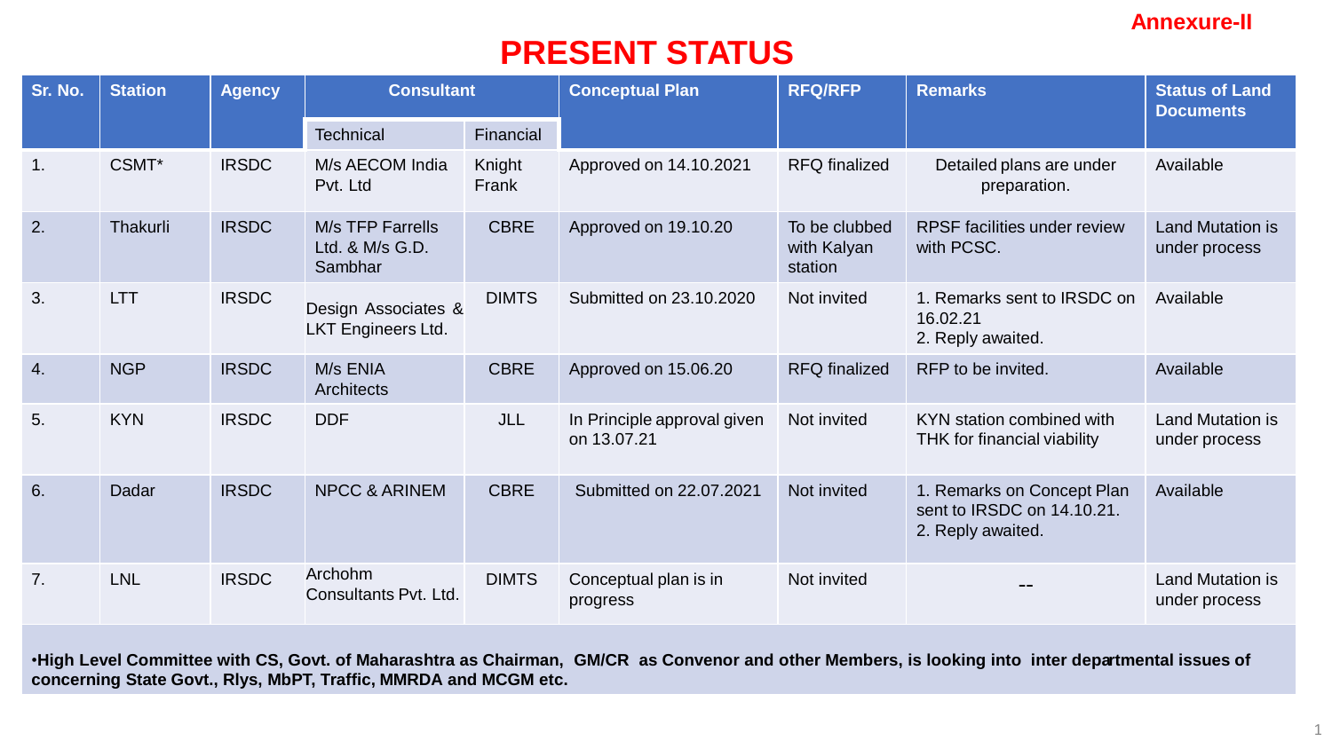Annexure-II

# PRESENT STATUS

| Sr. No. | Station | Agency | Consultant | | Conceptual Plan | RFQ/RFP | Remarks | Status of Land Documents |
|---|---|---|---|---|---|---|---|---|
| | | | Technical | Financial | | | | |
| 1. | CSMT* | IRSDC | M/s AECOM India Pvt. Ltd | Knight Frank | Approved on 14.10.2021 | RFQ finalized | Detailed plans are under preparation. | Available |
| 2. | Thakurli | IRSDC | M/s TFP Farrells Ltd. & M/s G.D. Sambhar | CBRE | Approved on 19.10.20 | To be clubbed with Kalyan station | RPSF facilities under review with PCSC. | Land Mutation is under process |
| 3. | LTT | IRSDC | Design Associates & LKT Engineers Ltd. | DIMTS | Submitted on 23.10.2020 | Not invited | 1. Remarks sent to IRSDC on 16.02.21<br>2. Reply awaited. | Available |
| 4. | NGP | IRSDC | M/s ENIA Architects | CBRE | Approved on 15.06.20 | RFQ finalized | RFP to be invited. | Available |
| 5. | KYN | IRSDC | DDF | JLL | In Principle approval given on 13.07.21 | Not invited | KYN station combined with THK for financial viability | Land Mutation is under process |
| 6. | Dadar | IRSDC | NPCC & ARINEM | CBRE | Submitted on 22.07.2021 | Not invited | 1. Remarks on Concept Plan sent to IRSDC on 14.10.21.<br>2. Reply awaited. | Available |
| 7. | LNL | IRSDC | Archohm Consultants Pvt. Ltd. | DIMTS | Conceptual plan is in progress | Not invited | -- | Land Mutation is under process |

- **High Level Committee with CS, Govt. of Maharashtra as Chairman, GM/CR as Convenor and other Members, is looking into inter departmental issues of concerning State Govt., Rlys, MbPT, Traffic, MMRDA and MCGM etc.**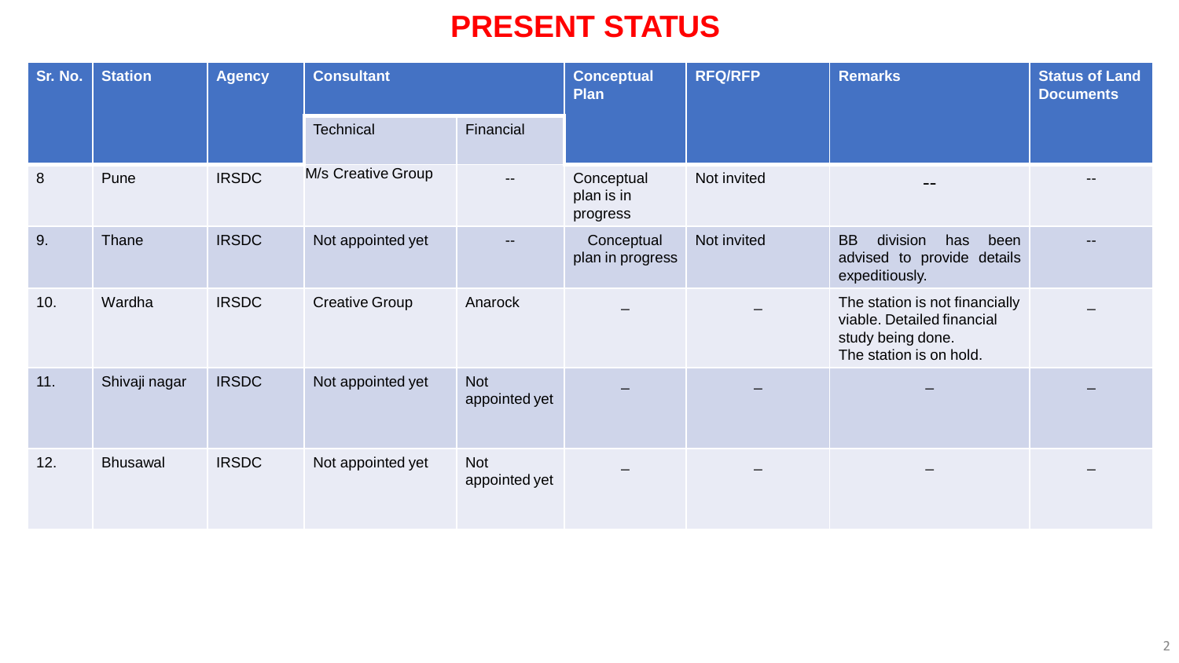# PRESENT STATUS

| Sr. No. | Station | Agency | Consultant | | Conceptual Plan | RFQ/RFP | Remarks | Status of Land Documents |
|---|---|---|---|---|---|---|---|---|
| | | | Technical | Financial | | | | |
| 8 | Pune | IRSDC | M/s Creative Group | -- | Conceptual plan is in progress | Not invited | -- | -- |
| 9. | Thane | IRSDC | Not appointed yet | -- | Conceptual plan in progress | Not invited | BB division has been advised to provide details expeditiously. | -- |
| 10. | Wardha | IRSDC | Creative Group | Anarock | _ | _ | The station is not financially viable. Detailed financial study being done. The station is on hold. | _ |
| 11. | Shivaji nagar | IRSDC | Not appointed yet | Not appointed yet | _ | _ | _ | _ |
| 12. | Bhusawal | IRSDC | Not appointed yet | Not appointed yet | _ | _ | _ | _ |